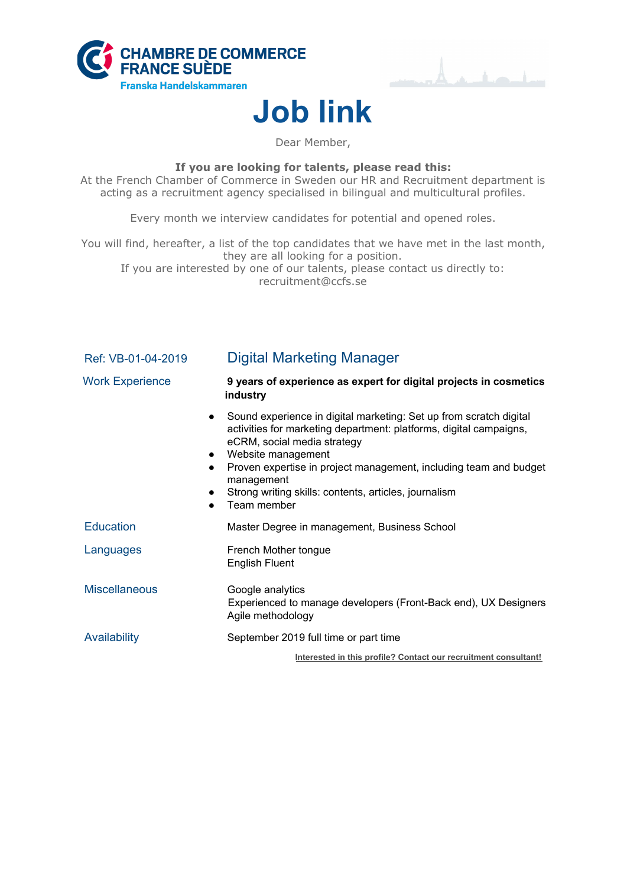**CHAMBRE DE COMMERCE FRANCE SUÈDE**
**Franska Handelskammaren**

# Job link

Dear Member,

**If you are looking for talents, please read this:**
At the French Chamber of Commerce in Sweden our HR and Recruitment department is acting as a recruitment agency specialised in bilingual and multicultural profiles.

Every month we interview candidates for potential and opened roles.

You will find, hereafter, a list of the top candidates that we have met in the last month, they are all looking for a position.
If you are interested by one of our talents, please contact us directly to: recruitment@ccfs.se

## Ref: VB-01-04-2019 — Digital Marketing Manager

**Work Experience**

**9 years of experience as expert for digital projects in cosmetics industry**

- Sound experience in digital marketing: Set up from scratch digital activities for marketing department: platforms, digital campaigns, eCRM, social media strategy
- Website management
- Proven expertise in project management, including team and budget management
- Strong writing skills: contents, articles, journalism
- Team member

**Education**

Master Degree in management, Business School

**Languages**

French Mother tongue
English Fluent

**Miscellaneous**

Google analytics
Experienced to manage developers (Front-Back end), UX Designers
Agile methodology

**Availability**

September 2019 full time or part time

**Interested in this profile? Contact our recruitment consultant!**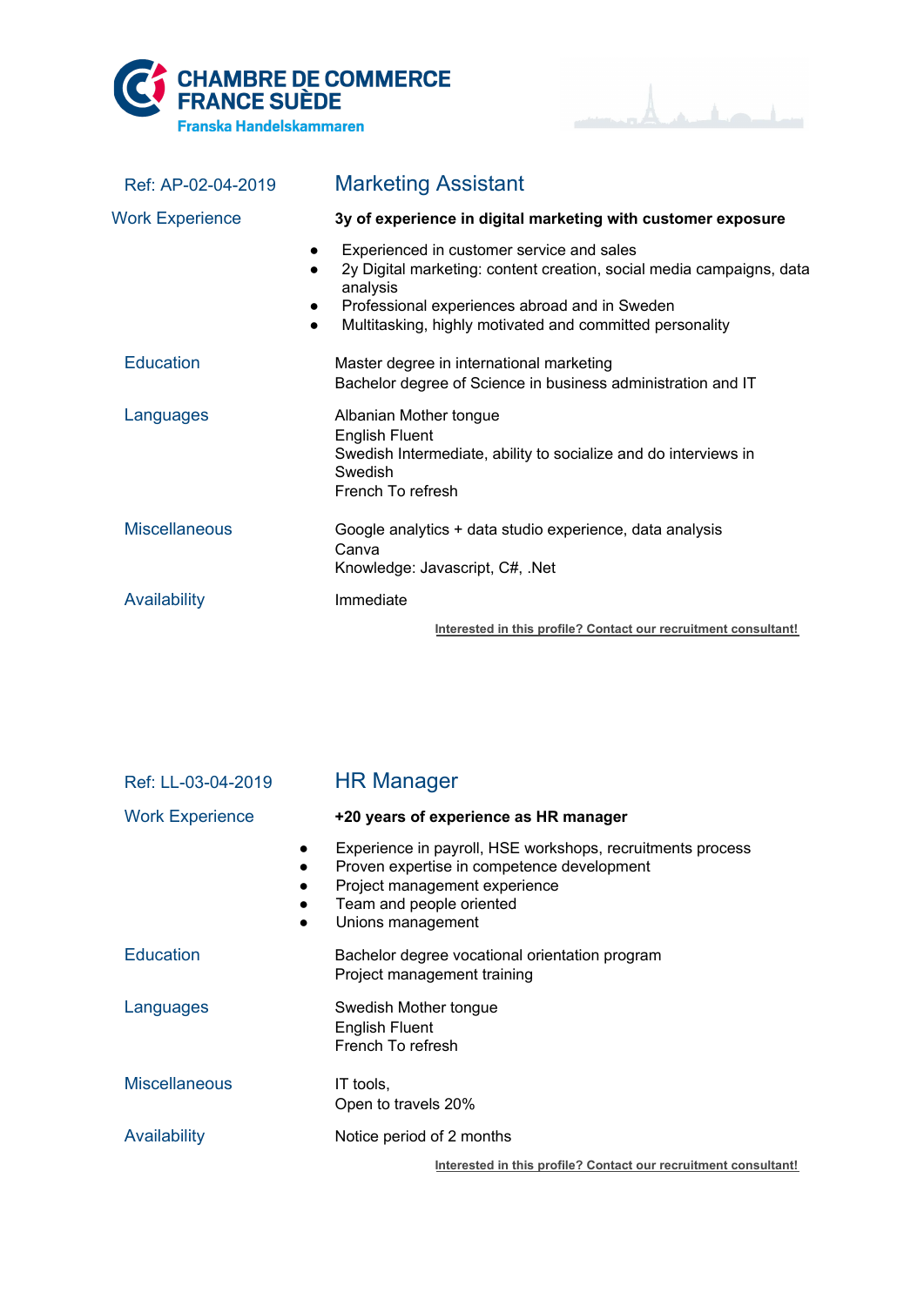CHAMBRE DE COMMERCE
FRANCE SUÈDE
Franska Handelskammaren

## Marketing Assistant

Ref: AP-02-04-2019

**Work Experience**

**3y of experience in digital marketing with customer exposure**

- Experienced in customer service and sales
- 2y Digital marketing: content creation, social media campaigns, data analysis
- Professional experiences abroad and in Sweden
- Multitasking, highly motivated and committed personality

**Education**

Master degree in international marketing
Bachelor degree of Science in business administration and IT

**Languages**

Albanian Mother tongue
English Fluent
Swedish Intermediate, ability to socialize and do interviews in Swedish
French To refresh

**Miscellaneous**

Google analytics + data studio experience, data analysis
Canva
Knowledge: Javascript, C#, .Net

**Availability**

Immediate

Interested in this profile? Contact our recruitment consultant!

## HR Manager

Ref: LL-03-04-2019

**Work Experience**

**+20 years of experience as HR manager**

- Experience in payroll, HSE workshops, recruitments process
- Proven expertise in competence development
- Project management experience
- Team and people oriented
- Unions management

**Education**

Bachelor degree vocational orientation program
Project management training

**Languages**

Swedish Mother tongue
English Fluent
French To refresh

**Miscellaneous**

IT tools,
Open to travels 20%

**Availability**

Notice period of 2 months

Interested in this profile? Contact our recruitment consultant!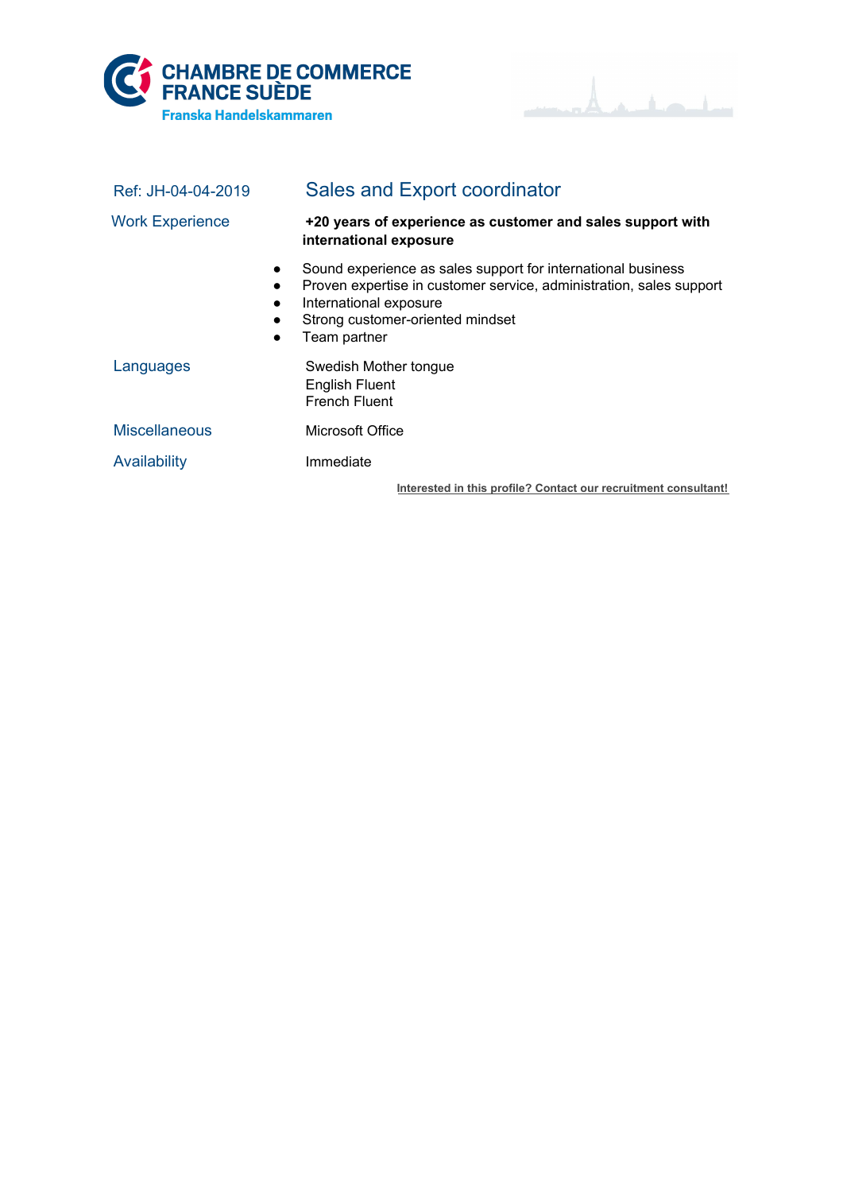**CHAMBRE DE COMMERCE FRANCE SUÈDE**
**Franska Handelskammaren**

Ref: JH-04-04-2019

## Sales and Export coordinator

**Work Experience**

**+20 years of experience as customer and sales support with international exposure**

- Sound experience as sales support for international business
- Proven expertise in customer service, administration, sales support
- International exposure
- Strong customer-oriented mindset
- Team partner

**Languages**

Swedish Mother tongue
English Fluent
French Fluent

**Miscellaneous**

Microsoft Office

**Availability**

Immediate

**Interested in this profile? Contact our recruitment consultant!**